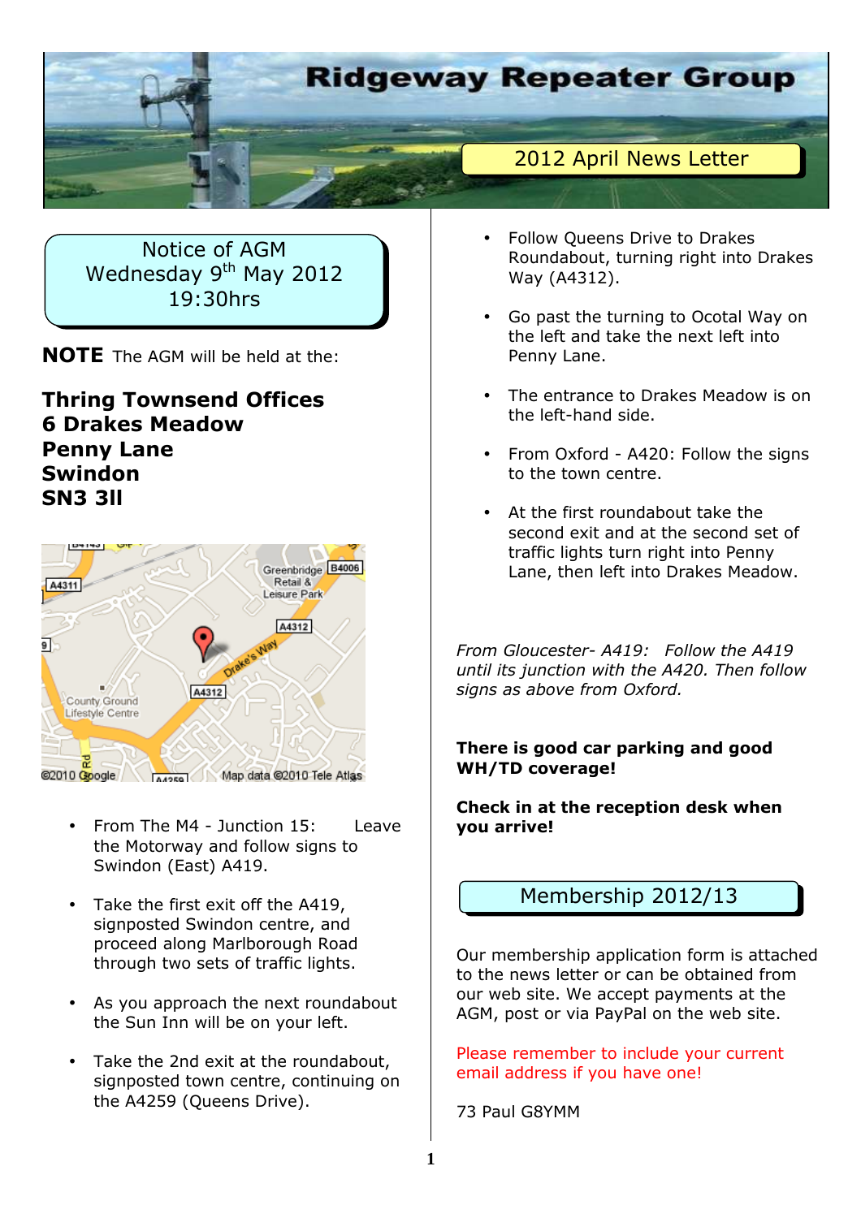# Ridgeway Repeater Group

## 2012 April News Letter

## Notice of AGM
Wednesday 9th May 2012
19:30hrs

**NOTE** The AGM will be held at the:

**Thring Townsend Offices**
**6 Drakes Meadow**
**Penny Lane**
**Swindon**
**SN3 3ll**

- From The M4 - Junction 15: Leave the Motorway and follow signs to Swindon (East) A419.
- Take the first exit off the A419, signposted Swindon centre, and proceed along Marlborough Road through two sets of traffic lights.
- As you approach the next roundabout the Sun Inn will be on your left.
- Take the 2nd exit at the roundabout, signposted town centre, continuing on the A4259 (Queens Drive).
- Follow Queens Drive to Drakes Roundabout, turning right into Drakes Way (A4312).
- Go past the turning to Ocotal Way on the left and take the next left into Penny Lane.
- The entrance to Drakes Meadow is on the left-hand side.
- From Oxford - A420: Follow the signs to the town centre.
- At the first roundabout take the second exit and at the second set of traffic lights turn right into Penny Lane, then left into Drakes Meadow.

*From Gloucester- A419: Follow the A419 until its junction with the A420. Then follow signs as above from Oxford.*

**There is good car parking and good WH/TD coverage!**

**Check in at the reception desk when you arrive!**

## Membership 2012/13

Our membership application form is attached to the news letter or can be obtained from our web site. We accept payments at the AGM, post or via PayPal on the web site.

Please remember to include your current email address if you have one!

73 Paul G8YMM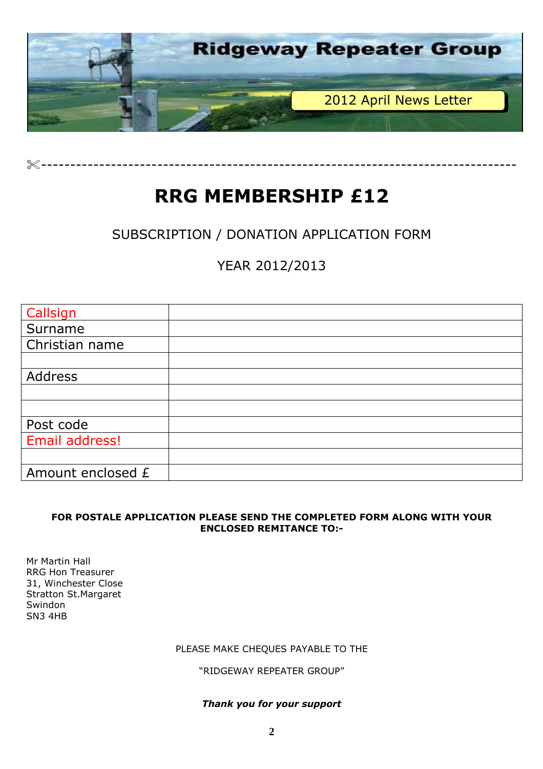Ridgeway Repeater Group

2012 April News Letter

✂--------------------------------------------------------------------------------

# RRG MEMBERSHIP £12

SUBSCRIPTION / DONATION APPLICATION FORM

YEAR 2012/2013

| | |
|---|---|
| Callsign | |
| Surname | |
| Christian name | |
| | |
| Address | |
| | |
| | |
| Post code | |
| Email address! | |
| | |
| Amount enclosed £ | |

**FOR POSTALE APPLICATION PLEASE SEND THE COMPLETED FORM ALONG WITH YOUR ENCLOSED REMITANCE TO:-**

Mr Martin Hall
RRG Hon Treasurer
31, Winchester Close
Stratton St.Margaret
Swindon
SN3 4HB

PLEASE MAKE CHEQUES PAYABLE TO THE

"RIDGEWAY REPEATER GROUP"

***Thank you for your support***